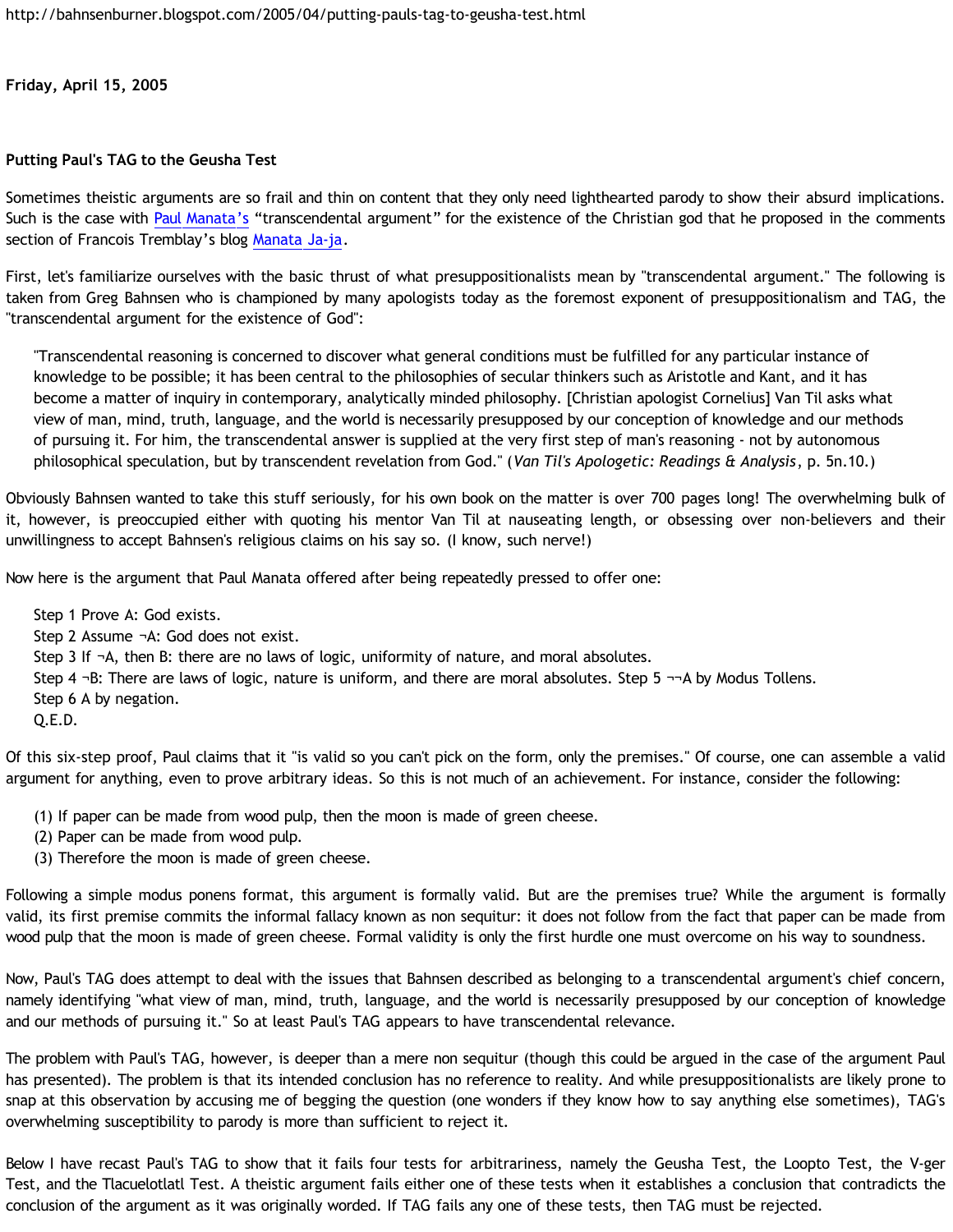http://bahnsenburner.blogspot.com/2005/04/putting-pauls-tag-to-geusha-test.html

**Friday, April 15, 2005**

**Putting Paul's TAG to the Geusha Test**

Sometimes theistic arguments are so frail and thin on content that they only need lighthearted parody to show their absurd implications. Such is the case with Paul Manata's "transcendental argument" for the existence of the Christian god that he proposed in the comments section of Francois Tremblay's blog Manata Ja-ja.

First, let's familiarize ourselves with the basic thrust of what presuppositionalists mean by "transcendental argument." The following is taken from Greg Bahnsen who is championed by many apologists today as the foremost exponent of presuppositionalism and TAG, the "transcendental argument for the existence of God":

> "Transcendental reasoning is concerned to discover what general conditions must be fulfilled for any particular instance of knowledge to be possible; it has been central to the philosophies of secular thinkers such as Aristotle and Kant, and it has become a matter of inquiry in contemporary, analytically minded philosophy. [Christian apologist Cornelius] Van Til asks what view of man, mind, truth, language, and the world is necessarily presupposed by our conception of knowledge and our methods of pursuing it. For him, the transcendental answer is supplied at the very first step of man's reasoning - not by autonomous philosophical speculation, but by transcendent revelation from God." (*Van Til's Apologetic: Readings & Analysis*, p. 5n.10.)

Obviously Bahnsen wanted to take this stuff seriously, for his own book on the matter is over 700 pages long! The overwhelming bulk of it, however, is preoccupied either with quoting his mentor Van Til at nauseating length, or obsessing over non-believers and their unwillingness to accept Bahnsen's religious claims on his say so. (I know, such nerve!)

Now here is the argument that Paul Manata offered after being repeatedly pressed to offer one:

> Step 1 Prove A: God exists.
> Step 2 Assume ¬A: God does not exist.
> Step 3 If ¬A, then B: there are no laws of logic, uniformity of nature, and moral absolutes.
> Step 4 ¬B: There are laws of logic, nature is uniform, and there are moral absolutes. Step 5 ¬¬A by Modus Tollens.
> Step 6 A by negation.
> Q.E.D.

Of this six-step proof, Paul claims that it "is valid so you can't pick on the form, only the premises." Of course, one can assemble a valid argument for anything, even to prove arbitrary ideas. So this is not much of an achievement. For instance, consider the following:

> (1) If paper can be made from wood pulp, then the moon is made of green cheese.
> (2) Paper can be made from wood pulp.
> (3) Therefore the moon is made of green cheese.

Following a simple modus ponens format, this argument is formally valid. But are the premises true? While the argument is formally valid, its first premise commits the informal fallacy known as non sequitur: it does not follow from the fact that paper can be made from wood pulp that the moon is made of green cheese. Formal validity is only the first hurdle one must overcome on his way to soundness.

Now, Paul's TAG does attempt to deal with the issues that Bahnsen described as belonging to a transcendental argument's chief concern, namely identifying "what view of man, mind, truth, language, and the world is necessarily presupposed by our conception of knowledge and our methods of pursuing it." So at least Paul's TAG appears to have transcendental relevance.

The problem with Paul's TAG, however, is deeper than a mere non sequitur (though this could be argued in the case of the argument Paul has presented). The problem is that its intended conclusion has no reference to reality. And while presuppositionalists are likely prone to snap at this observation by accusing me of begging the question (one wonders if they know how to say anything else sometimes), TAG's overwhelming susceptibility to parody is more than sufficient to reject it.

Below I have recast Paul's TAG to show that it fails four tests for arbitrariness, namely the Geusha Test, the Loopto Test, the V-ger Test, and the Tlacuelotlatl Test. A theistic argument fails either one of these tests when it establishes a conclusion that contradicts the conclusion of the argument as it was originally worded. If TAG fails any one of these tests, then TAG must be rejected.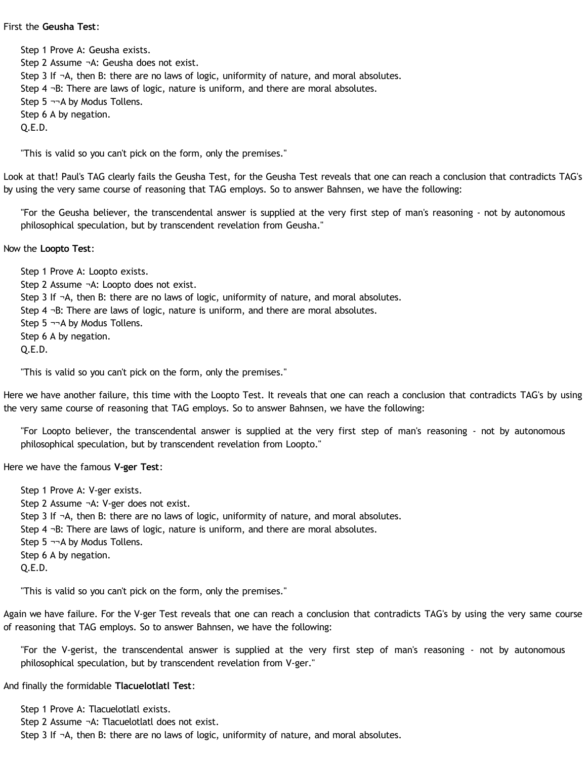First the **Geusha Test**:

> Step 1 Prove A: Geusha exists.
> Step 2 Assume ¬A: Geusha does not exist.
> Step 3 If ¬A, then B: there are no laws of logic, uniformity of nature, and moral absolutes.
> Step 4 ¬B: There are laws of logic, nature is uniform, and there are moral absolutes.
> Step 5 ¬¬A by Modus Tollens.
> Step 6 A by negation.
> Q.E.D.
>
> "This is valid so you can't pick on the form, only the premises."

Look at that! Paul's TAG clearly fails the Geusha Test, for the Geusha Test reveals that one can reach a conclusion that contradicts TAG's by using the very same course of reasoning that TAG employs. So to answer Bahnsen, we have the following:

> "For the Geusha believer, the transcendental answer is supplied at the very first step of man's reasoning - not by autonomous philosophical speculation, but by transcendent revelation from Geusha."

Now the **Loopto Test**:

> Step 1 Prove A: Loopto exists.
> Step 2 Assume ¬A: Loopto does not exist.
> Step 3 If ¬A, then B: there are no laws of logic, uniformity of nature, and moral absolutes.
> Step 4 ¬B: There are laws of logic, nature is uniform, and there are moral absolutes.
> Step 5 ¬¬A by Modus Tollens.
> Step 6 A by negation.
> Q.E.D.
>
> "This is valid so you can't pick on the form, only the premises."

Here we have another failure, this time with the Loopto Test. It reveals that one can reach a conclusion that contradicts TAG's by using the very same course of reasoning that TAG employs. So to answer Bahnsen, we have the following:

> "For Loopto believer, the transcendental answer is supplied at the very first step of man's reasoning - not by autonomous philosophical speculation, but by transcendent revelation from Loopto."

Here we have the famous **V-ger Test**:

> Step 1 Prove A: V-ger exists.
> Step 2 Assume ¬A: V-ger does not exist.
> Step 3 If ¬A, then B: there are no laws of logic, uniformity of nature, and moral absolutes.
> Step 4 ¬B: There are laws of logic, nature is uniform, and there are moral absolutes.
> Step 5 ¬¬A by Modus Tollens.
> Step 6 A by negation.
> Q.E.D.
>
> "This is valid so you can't pick on the form, only the premises."

Again we have failure. For the V-ger Test reveals that one can reach a conclusion that contradicts TAG's by using the very same course of reasoning that TAG employs. So to answer Bahnsen, we have the following:

> "For the V-gerist, the transcendental answer is supplied at the very first step of man's reasoning - not by autonomous philosophical speculation, but by transcendent revelation from V-ger."

And finally the formidable **Tlacuelotlatl Test**:

> Step 1 Prove A: Tlacuelotlatl exists.
> Step 2 Assume ¬A: Tlacuelotlatl does not exist.
> Step 3 If ¬A, then B: there are no laws of logic, uniformity of nature, and moral absolutes.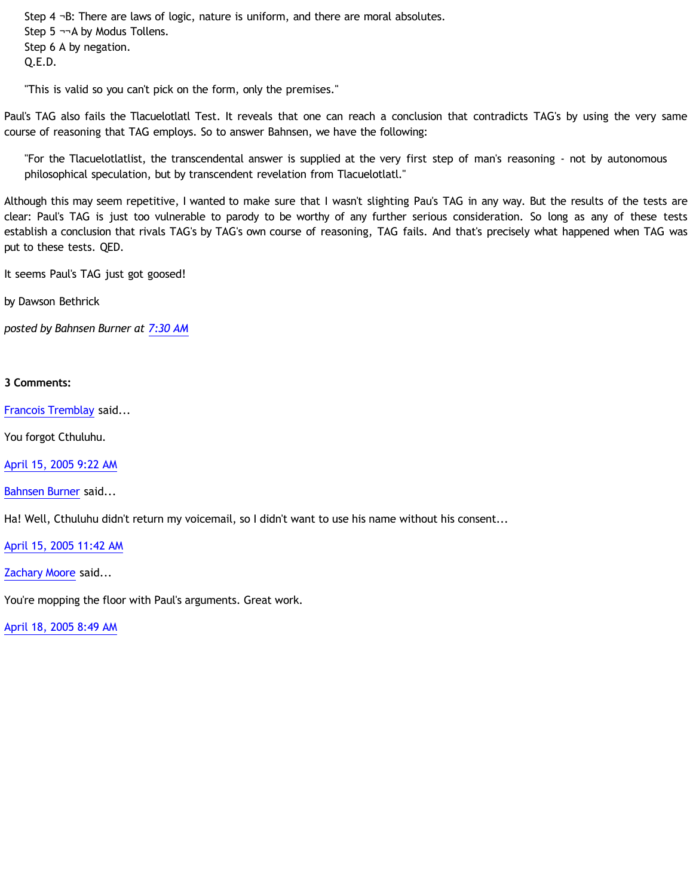> Step 4 ¬B: There are laws of logic, nature is uniform, and there are moral absolutes.
> Step 5 ¬¬A by Modus Tollens.
> Step 6 A by negation.
> Q.E.D.
>
> "This is valid so you can't pick on the form, only the premises."

Paul's TAG also fails the Tlacuelotlatl Test. It reveals that one can reach a conclusion that contradicts TAG's by using the very same course of reasoning that TAG employs. So to answer Bahnsen, we have the following:

> "For the Tlacuelotlatlist, the transcendental answer is supplied at the very first step of man's reasoning - not by autonomous philosophical speculation, but by transcendent revelation from Tlacuelotlatl."

Although this may seem repetitive, I wanted to make sure that I wasn't slighting Pau's TAG in any way. But the results of the tests are clear: Paul's TAG is just too vulnerable to parody to be worthy of any further serious consideration. So long as any of these tests establish a conclusion that rivals TAG's by TAG's own course of reasoning, TAG fails. And that's precisely what happened when TAG was put to these tests. QED.

It seems Paul's TAG just got goosed!

by Dawson Bethrick

*posted by Bahnsen Burner at 7:30 AM*

**3 Comments:**

Francois Tremblay said...

You forgot Cthuluhu.

April 15, 2005 9:22 AM

Bahnsen Burner said...

Ha! Well, Cthuluhu didn't return my voicemail, so I didn't want to use his name without his consent...

April 15, 2005 11:42 AM

Zachary Moore said...

You're mopping the floor with Paul's arguments. Great work.

April 18, 2005 8:49 AM